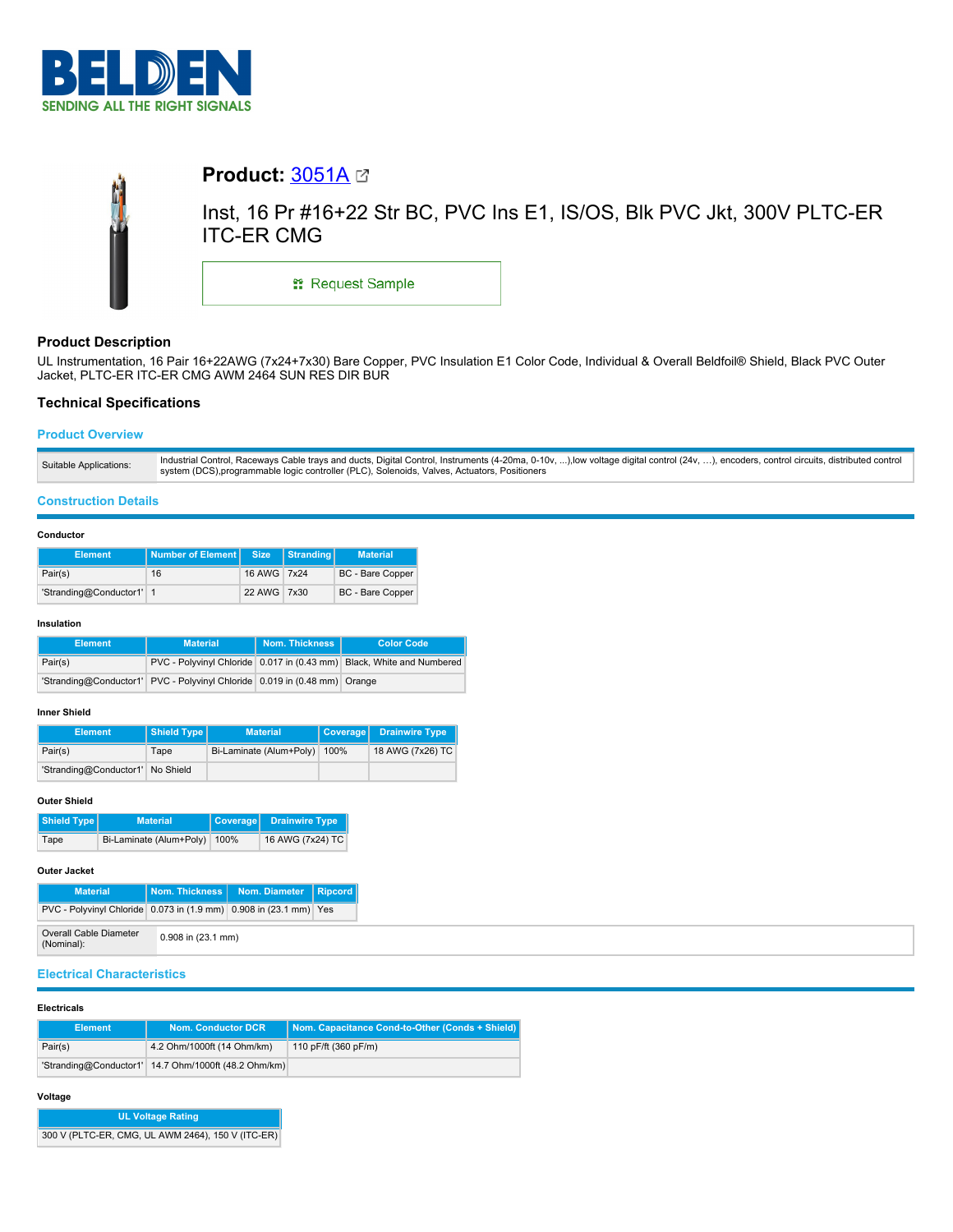# BELDEN
SENDING ALL THE RIGHT SIGNALS

## Product: 3051A

Inst, 16 Pr #16+22 Str BC, PVC Ins E1, IS/OS, Blk PVC Jkt, 300V PLTC-ER ITC-ER CMG

Request Sample

### Product Description

UL Instrumentation, 16 Pair 16+22AWG (7x24+7x30) Bare Copper, PVC Insulation E1 Color Code, Individual & Overall Beldfoil® Shield, Black PVC Outer Jacket, PLTC-ER ITC-ER CMG AWM 2464 SUN RES DIR BUR

### Technical Specifications

#### Product Overview

| | |
|---|---|
| Suitable Applications: | Industrial Control, Raceways Cable trays and ducts, Digital Control, Instruments (4-20ma, 0-10v, ...),low voltage digital control (24v, …), encoders, control circuits, distributed control system (DCS),programmable logic controller (PLC), Solenoids, Valves, Actuators, Positioners |

#### Construction Details

**Conductor**

| Element | Number of Element | Size | Stranding | Material |
|---|---|---|---|---|
| Pair(s) | 16 | 16 AWG | 7x24 | BC - Bare Copper |
| 'Stranding@Conductor1' | 1 | 22 AWG | 7x30 | BC - Bare Copper |

**Insulation**

| Element | Material | Nom. Thickness | Color Code |
|---|---|---|---|
| Pair(s) | PVC - Polyvinyl Chloride | 0.017 in (0.43 mm) | Black, White and Numbered |
| 'Stranding@Conductor1' | PVC - Polyvinyl Chloride | 0.019 in (0.48 mm) | Orange |

**Inner Shield**

| Element | Shield Type | Material | Coverage | Drainwire Type |
|---|---|---|---|---|
| Pair(s) | Tape | Bi-Laminate (Alum+Poly) | 100% | 18 AWG (7x26) TC |
| 'Stranding@Conductor1' | No Shield | | | |

**Outer Shield**

| Shield Type | Material | Coverage | Drainwire Type |
|---|---|---|---|
| Tape | Bi-Laminate (Alum+Poly) | 100% | 16 AWG (7x24) TC |

**Outer Jacket**

| Material | Nom. Thickness | Nom. Diameter | Ripcord |
|---|---|---|---|
| PVC - Polyvinyl Chloride | 0.073 in (1.9 mm) | 0.908 in (23.1 mm) | Yes |

| | |
|---|---|
| Overall Cable Diameter (Nominal): | 0.908 in (23.1 mm) |

#### Electrical Characteristics

**Electricals**

| Element | Nom. Conductor DCR | Nom. Capacitance Cond-to-Other (Conds + Shield) |
|---|---|---|
| Pair(s) | 4.2 Ohm/1000ft (14 Ohm/km) | 110 pF/ft (360 pF/m) |
| 'Stranding@Conductor1' | 14.7 Ohm/1000ft (48.2 Ohm/km) | |

**Voltage**

| UL Voltage Rating |
|---|
| 300 V (PLTC-ER, CMG, UL AWM 2464), 150 V (ITC-ER) |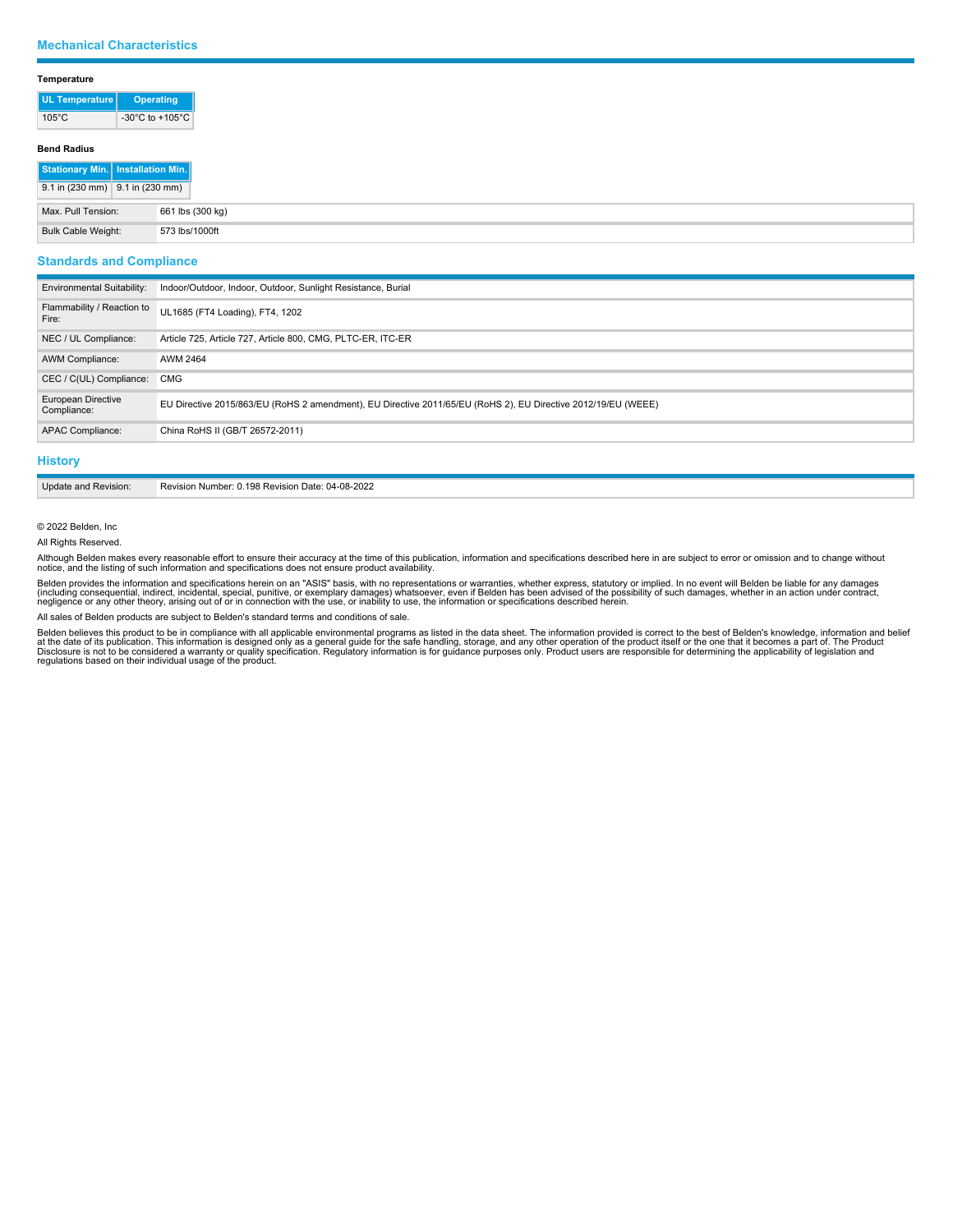## Mechanical Characteristics

**Temperature**

| UL Temperature | Operating |
|---|---|
| 105°C | -30°C to +105°C |

**Bend Radius**

| Stationary Min. | Installation Min. |
|---|---|
| 9.1 in (230 mm) | 9.1 in (230 mm) |

| | |
|---|---|
| Max. Pull Tension: | 661 lbs (300 kg) |
| Bulk Cable Weight: | 573 lbs/1000ft |

## Standards and Compliance

| | |
|---|---|
| Environmental Suitability: | Indoor/Outdoor, Indoor, Outdoor, Sunlight Resistance, Burial |
| Flammability / Reaction to Fire: | UL1685 (FT4 Loading), FT4, 1202 |
| NEC / UL Compliance: | Article 725, Article 727, Article 800, CMG, PLTC-ER, ITC-ER |
| AWM Compliance: | AWM 2464 |
| CEC / C(UL) Compliance: | CMG |
| European Directive Compliance: | EU Directive 2015/863/EU (RoHS 2 amendment), EU Directive 2011/65/EU (RoHS 2), EU Directive 2012/19/EU (WEEE) |
| APAC Compliance: | China RoHS II (GB/T 26572-2011) |

## History

| | |
|---|---|
| Update and Revision: | Revision Number: 0.198 Revision Date: 04-08-2022 |

© 2022 Belden, Inc

All Rights Reserved.

Although Belden makes every reasonable effort to ensure their accuracy at the time of this publication, information and specifications described here in are subject to error or omission and to change without notice, and the listing of such information and specifications does not ensure product availability.

Belden provides the information and specifications herein on an "ASIS" basis, with no representations or warranties, whether express, statutory or implied. In no event will Belden be liable for any damages (including consequential, indirect, incidental, special, punitive, or exemplary damages) whatsoever, even if Belden has been advised of the possibility of such damages, whether in an action under contract, negligence or any other theory, arising out of or in connection with the use, or inability to use, the information or specifications described herein.

All sales of Belden products are subject to Belden's standard terms and conditions of sale.

Belden believes this product to be in compliance with all applicable environmental programs as listed in the data sheet. The information provided is correct to the best of Belden's knowledge, information and belief at the date of its publication. This information is designed only as a general guide for the safe handling, storage, and any other operation of the product itself or the one that it becomes a part of. The Product Disclosure is not to be considered a warranty or quality specification. Regulatory information is for guidance purposes only. Product users are responsible for determining the applicability of legislation and regulations based on their individual usage of the product.